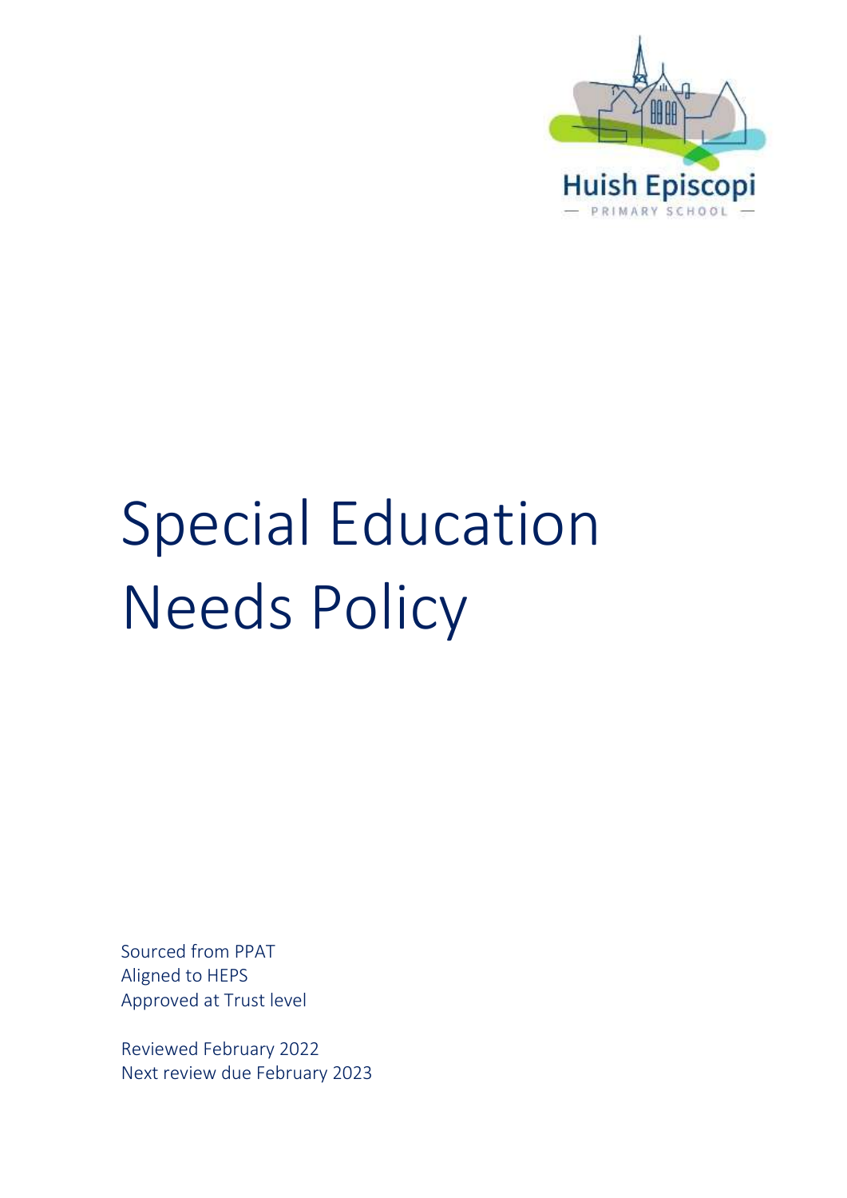Huish Episcopi

PRIMARY SCHOOL

# Special Education Needs Policy

Sourced from PPAT
Aligned to HEPS
Approved at Trust level

Reviewed February 2022
Next review due February 2023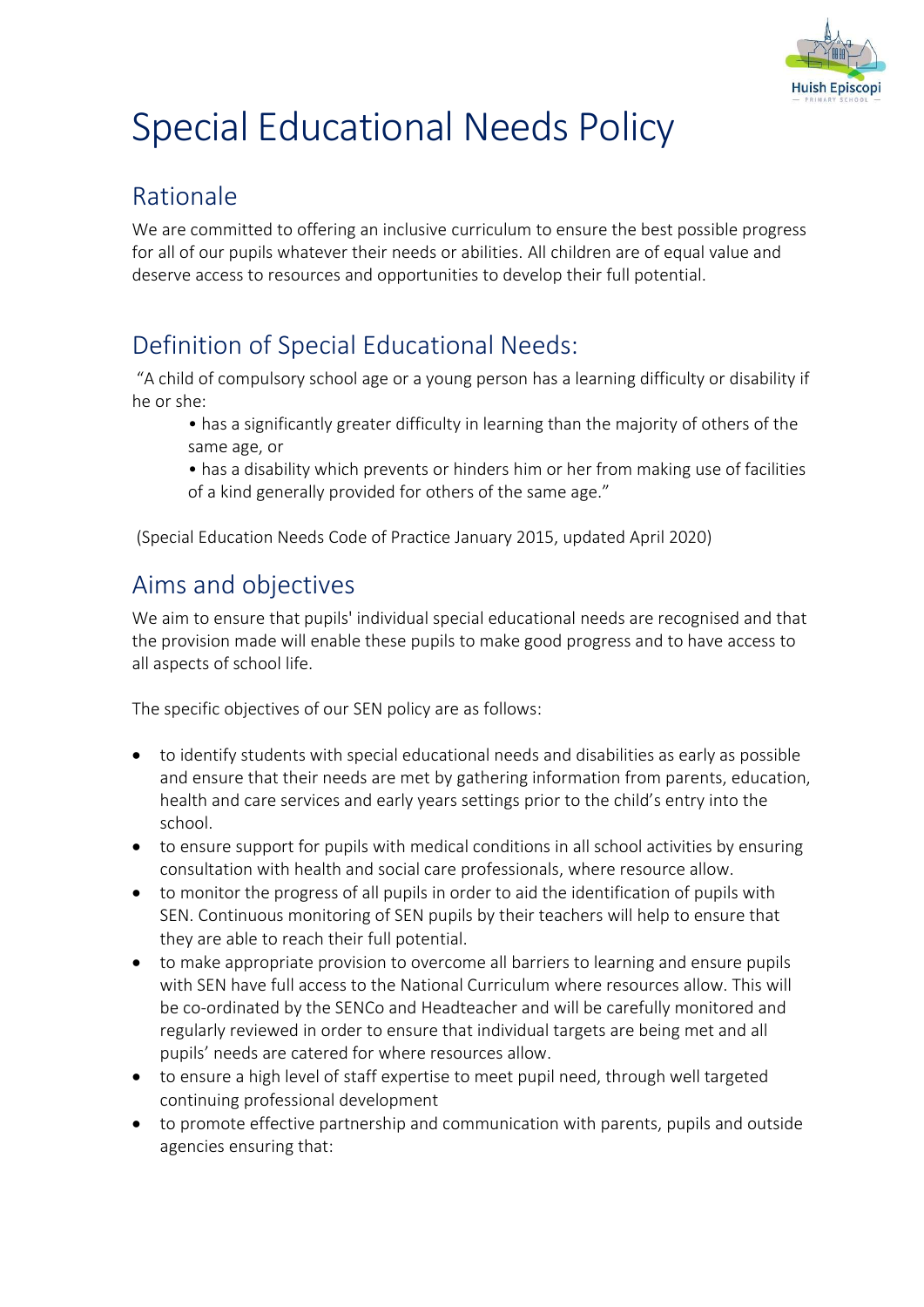# Special Educational Needs Policy

## Rationale

We are committed to offering an inclusive curriculum to ensure the best possible progress for all of our pupils whatever their needs or abilities. All children are of equal value and deserve access to resources and opportunities to develop their full potential.

## Definition of Special Educational Needs:

"A child of compulsory school age or a young person has a learning difficulty or disability if he or she:

> • has a significantly greater difficulty in learning than the majority of others of the same age, or
>
> • has a disability which prevents or hinders him or her from making use of facilities of a kind generally provided for others of the same age."

(Special Education Needs Code of Practice January 2015, updated April 2020)

## Aims and objectives

We aim to ensure that pupils' individual special educational needs are recognised and that the provision made will enable these pupils to make good progress and to have access to all aspects of school life.

The specific objectives of our SEN policy are as follows:

- to identify students with special educational needs and disabilities as early as possible and ensure that their needs are met by gathering information from parents, education, health and care services and early years settings prior to the child's entry into the school.
- to ensure support for pupils with medical conditions in all school activities by ensuring consultation with health and social care professionals, where resource allow.
- to monitor the progress of all pupils in order to aid the identification of pupils with SEN. Continuous monitoring of SEN pupils by their teachers will help to ensure that they are able to reach their full potential.
- to make appropriate provision to overcome all barriers to learning and ensure pupils with SEN have full access to the National Curriculum where resources allow. This will be co-ordinated by the SENCo and Headteacher and will be carefully monitored and regularly reviewed in order to ensure that individual targets are being met and all pupils' needs are catered for where resources allow.
- to ensure a high level of staff expertise to meet pupil need, through well targeted continuing professional development
- to promote effective partnership and communication with parents, pupils and outside agencies ensuring that: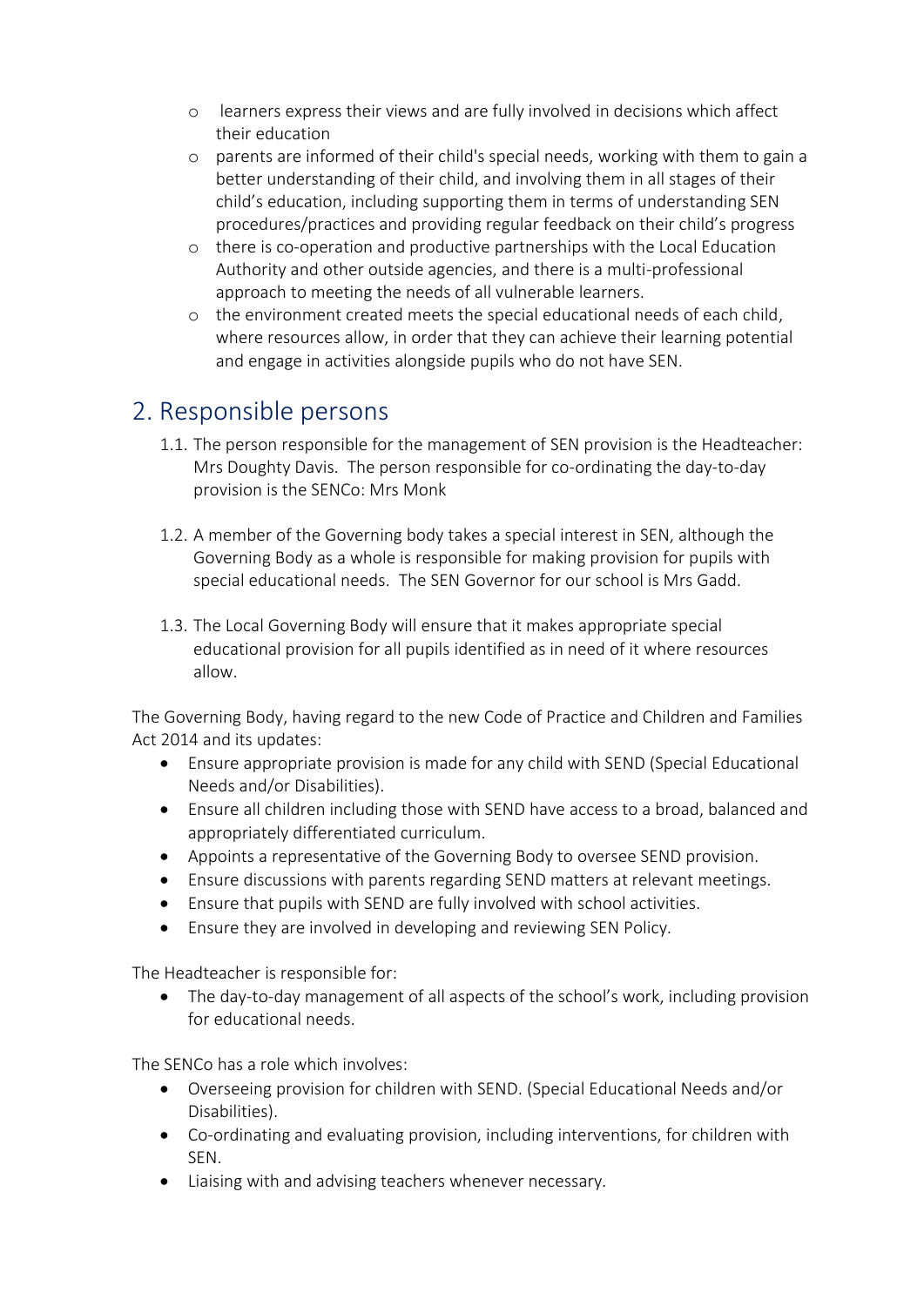- learners express their views and are fully involved in decisions which affect their education
- parents are informed of their child's special needs, working with them to gain a better understanding of their child, and involving them in all stages of their child's education, including supporting them in terms of understanding SEN procedures/practices and providing regular feedback on their child's progress
- there is co-operation and productive partnerships with the Local Education Authority and other outside agencies, and there is a multi-professional approach to meeting the needs of all vulnerable learners.
- the environment created meets the special educational needs of each child, where resources allow, in order that they can achieve their learning potential and engage in activities alongside pupils who do not have SEN.

## 2. Responsible persons

1.1. The person responsible for the management of SEN provision is the Headteacher: Mrs Doughty Davis. The person responsible for co-ordinating the day-to-day provision is the SENCo: Mrs Monk

1.2. A member of the Governing body takes a special interest in SEN, although the Governing Body as a whole is responsible for making provision for pupils with special educational needs. The SEN Governor for our school is Mrs Gadd.

1.3. The Local Governing Body will ensure that it makes appropriate special educational provision for all pupils identified as in need of it where resources allow.

The Governing Body, having regard to the new Code of Practice and Children and Families Act 2014 and its updates:

- Ensure appropriate provision is made for any child with SEND (Special Educational Needs and/or Disabilities).
- Ensure all children including those with SEND have access to a broad, balanced and appropriately differentiated curriculum.
- Appoints a representative of the Governing Body to oversee SEND provision.
- Ensure discussions with parents regarding SEND matters at relevant meetings.
- Ensure that pupils with SEND are fully involved with school activities.
- Ensure they are involved in developing and reviewing SEN Policy.

The Headteacher is responsible for:

- The day-to-day management of all aspects of the school's work, including provision for educational needs.

The SENCo has a role which involves:

- Overseeing provision for children with SEND. (Special Educational Needs and/or Disabilities).
- Co-ordinating and evaluating provision, including interventions, for children with SEN.
- Liaising with and advising teachers whenever necessary.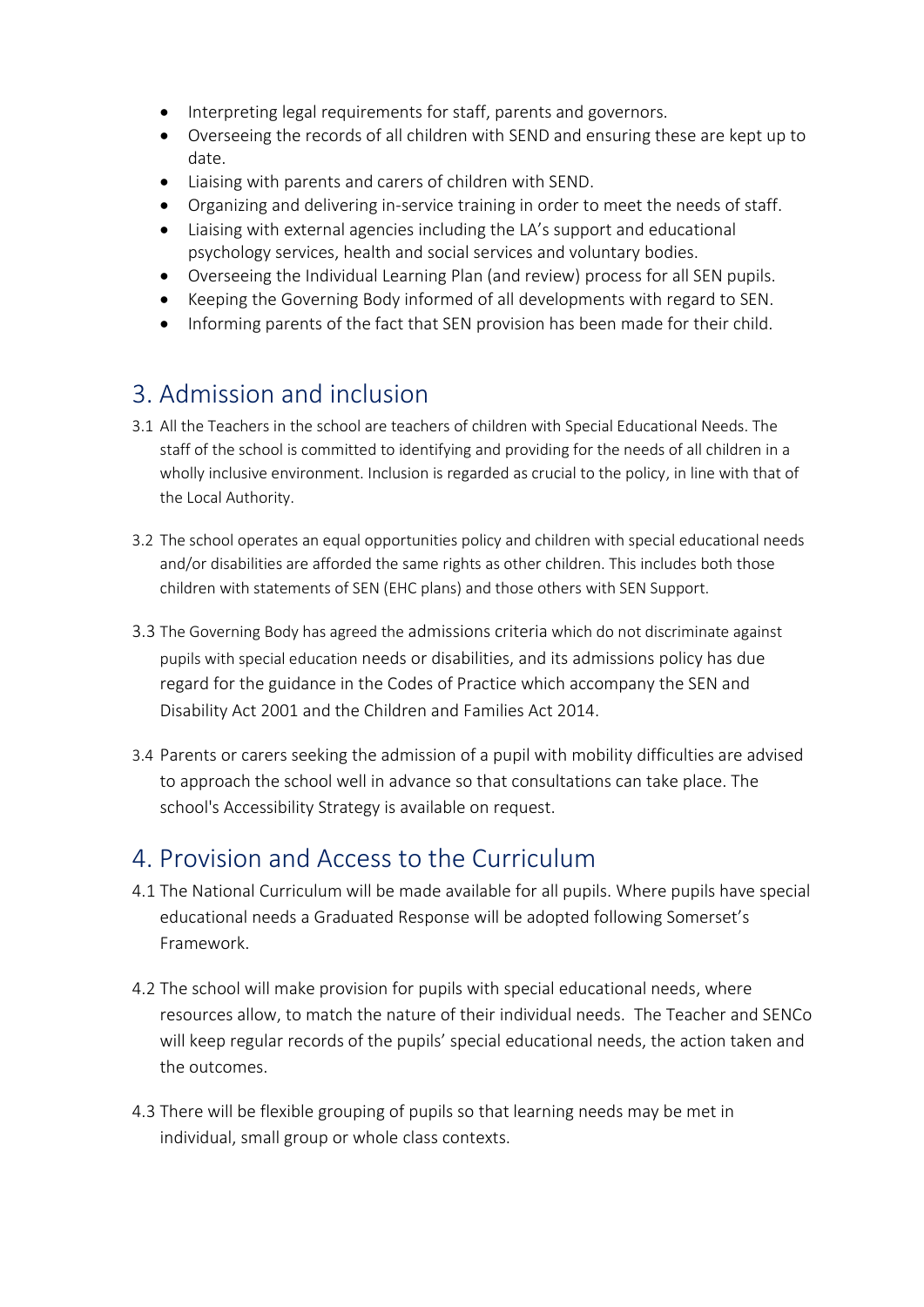- Interpreting legal requirements for staff, parents and governors.
- Overseeing the records of all children with SEND and ensuring these are kept up to date.
- Liaising with parents and carers of children with SEND.
- Organizing and delivering in-service training in order to meet the needs of staff.
- Liaising with external agencies including the LA's support and educational psychology services, health and social services and voluntary bodies.
- Overseeing the Individual Learning Plan (and review) process for all SEN pupils.
- Keeping the Governing Body informed of all developments with regard to SEN.
- Informing parents of the fact that SEN provision has been made for their child.

## 3. Admission and inclusion

3.1 All the Teachers in the school are teachers of children with Special Educational Needs. The staff of the school is committed to identifying and providing for the needs of all children in a wholly inclusive environment. Inclusion is regarded as crucial to the policy, in line with that of the Local Authority.

3.2 The school operates an equal opportunities policy and children with special educational needs and/or disabilities are afforded the same rights as other children. This includes both those children with statements of SEN (EHC plans) and those others with SEN Support.

3.3 The Governing Body has agreed the admissions criteria which do not discriminate against pupils with special education needs or disabilities, and its admissions policy has due regard for the guidance in the Codes of Practice which accompany the SEN and Disability Act 2001 and the Children and Families Act 2014.

3.4 Parents or carers seeking the admission of a pupil with mobility difficulties are advised to approach the school well in advance so that consultations can take place. The school's Accessibility Strategy is available on request.

## 4. Provision and Access to the Curriculum

4.1 The National Curriculum will be made available for all pupils. Where pupils have special educational needs a Graduated Response will be adopted following Somerset's Framework.

4.2 The school will make provision for pupils with special educational needs, where resources allow, to match the nature of their individual needs. The Teacher and SENCo will keep regular records of the pupils' special educational needs, the action taken and the outcomes.

4.3 There will be flexible grouping of pupils so that learning needs may be met in individual, small group or whole class contexts.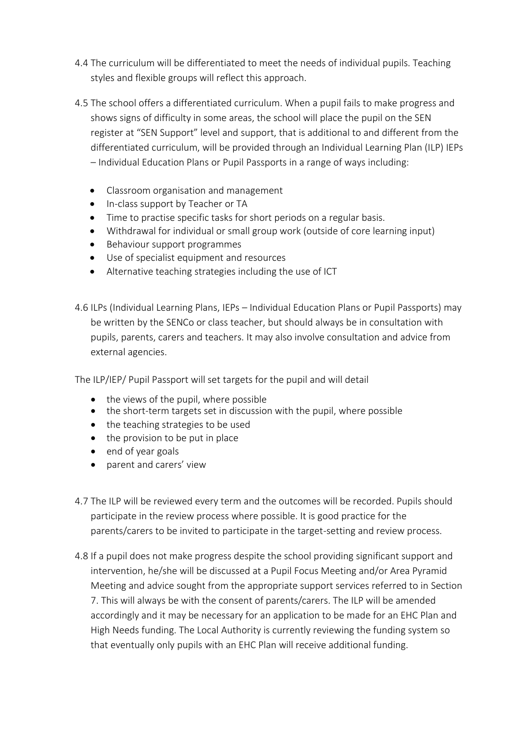4.4 The curriculum will be differentiated to meet the needs of individual pupils. Teaching styles and flexible groups will reflect this approach.

4.5 The school offers a differentiated curriculum. When a pupil fails to make progress and shows signs of difficulty in some areas, the school will place the pupil on the SEN register at "SEN Support" level and support, that is additional to and different from the differentiated curriculum, will be provided through an Individual Learning Plan (ILP) IEPs – Individual Education Plans or Pupil Passports in a range of ways including:

- Classroom organisation and management
- In-class support by Teacher or TA
- Time to practise specific tasks for short periods on a regular basis.
- Withdrawal for individual or small group work (outside of core learning input)
- Behaviour support programmes
- Use of specialist equipment and resources
- Alternative teaching strategies including the use of ICT

4.6 ILPs (Individual Learning Plans, IEPs – Individual Education Plans or Pupil Passports) may be written by the SENCo or class teacher, but should always be in consultation with pupils, parents, carers and teachers. It may also involve consultation and advice from external agencies.

The ILP/IEP/ Pupil Passport will set targets for the pupil and will detail

- the views of the pupil, where possible
- the short-term targets set in discussion with the pupil, where possible
- the teaching strategies to be used
- the provision to be put in place
- end of year goals
- parent and carers' view

4.7 The ILP will be reviewed every term and the outcomes will be recorded. Pupils should participate in the review process where possible. It is good practice for the parents/carers to be invited to participate in the target-setting and review process.

4.8 If a pupil does not make progress despite the school providing significant support and intervention, he/she will be discussed at a Pupil Focus Meeting and/or Area Pyramid Meeting and advice sought from the appropriate support services referred to in Section 7. This will always be with the consent of parents/carers. The ILP will be amended accordingly and it may be necessary for an application to be made for an EHC Plan and High Needs funding. The Local Authority is currently reviewing the funding system so that eventually only pupils with an EHC Plan will receive additional funding.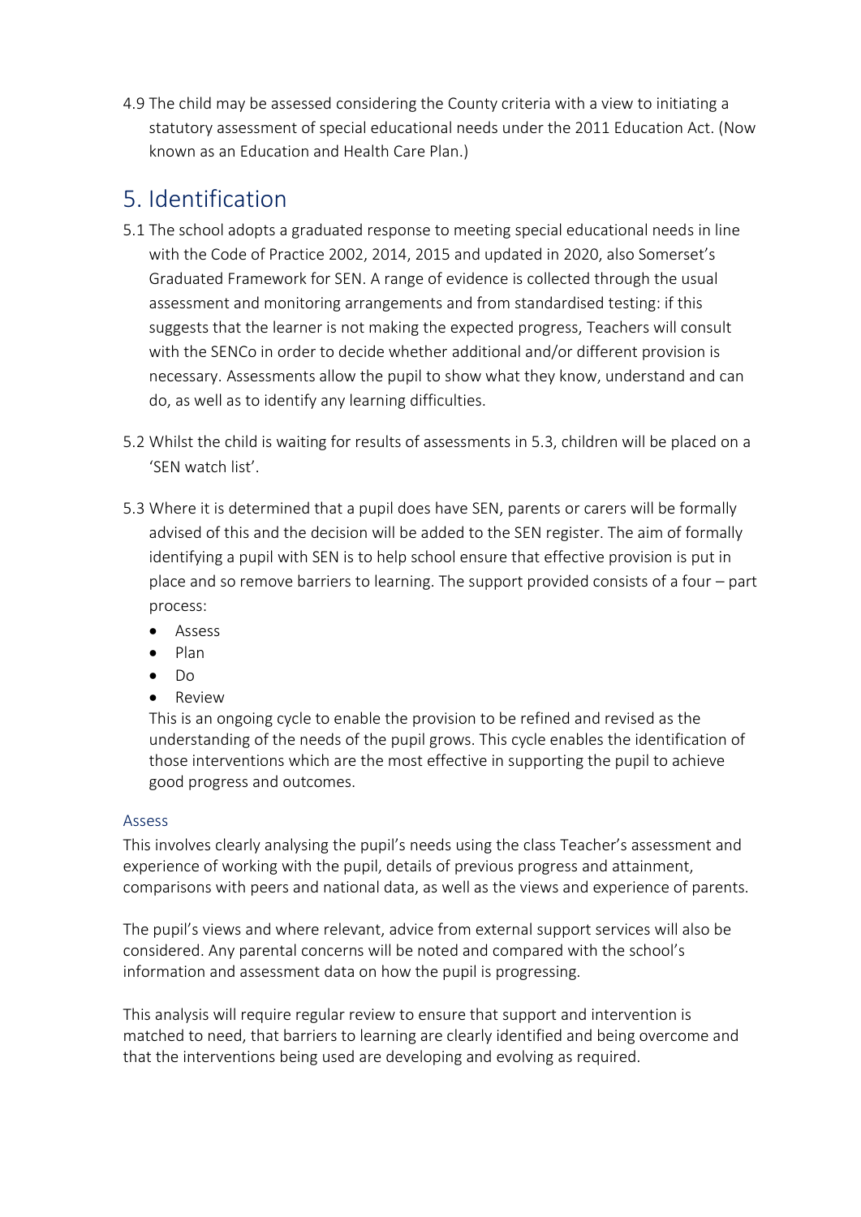4.9 The child may be assessed considering the County criteria with a view to initiating a statutory assessment of special educational needs under the 2011 Education Act. (Now known as an Education and Health Care Plan.)

## 5. Identification

5.1 The school adopts a graduated response to meeting special educational needs in line with the Code of Practice 2002, 2014, 2015 and updated in 2020, also Somerset's Graduated Framework for SEN. A range of evidence is collected through the usual assessment and monitoring arrangements and from standardised testing: if this suggests that the learner is not making the expected progress, Teachers will consult with the SENCo in order to decide whether additional and/or different provision is necessary. Assessments allow the pupil to show what they know, understand and can do, as well as to identify any learning difficulties.

5.2 Whilst the child is waiting for results of assessments in 5.3, children will be placed on a 'SEN watch list'.

5.3 Where it is determined that a pupil does have SEN, parents or carers will be formally advised of this and the decision will be added to the SEN register. The aim of formally identifying a pupil with SEN is to help school ensure that effective provision is put in place and so remove barriers to learning. The support provided consists of a four – part process:

- Assess
- Plan
- Do
- Review

This is an ongoing cycle to enable the provision to be refined and revised as the understanding of the needs of the pupil grows. This cycle enables the identification of those interventions which are the most effective in supporting the pupil to achieve good progress and outcomes.

### Assess

This involves clearly analysing the pupil's needs using the class Teacher's assessment and experience of working with the pupil, details of previous progress and attainment, comparisons with peers and national data, as well as the views and experience of parents.

The pupil's views and where relevant, advice from external support services will also be considered. Any parental concerns will be noted and compared with the school's information and assessment data on how the pupil is progressing.

This analysis will require regular review to ensure that support and intervention is matched to need, that barriers to learning are clearly identified and being overcome and that the interventions being used are developing and evolving as required.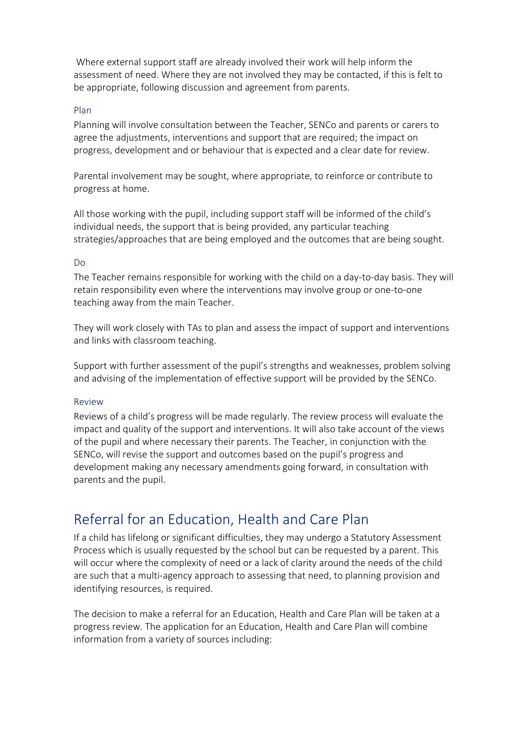Where external support staff are already involved their work will help inform the assessment of need. Where they are not involved they may be contacted, if this is felt to be appropriate, following discussion and agreement from parents.

### Plan

Planning will involve consultation between the Teacher, SENCo and parents or carers to agree the adjustments, interventions and support that are required; the impact on progress, development and or behaviour that is expected and a clear date for review.

Parental involvement may be sought, where appropriate, to reinforce or contribute to progress at home.

All those working with the pupil, including support staff will be informed of the child's individual needs, the support that is being provided, any particular teaching strategies/approaches that are being employed and the outcomes that are being sought.

### Do

The Teacher remains responsible for working with the child on a day-to-day basis. They will retain responsibility even where the interventions may involve group or one-to-one teaching away from the main Teacher.

They will work closely with TAs to plan and assess the impact of support and interventions and links with classroom teaching.

Support with further assessment of the pupil's strengths and weaknesses, problem solving and advising of the implementation of effective support will be provided by the SENCo.

### Review

Reviews of a child's progress will be made regularly. The review process will evaluate the impact and quality of the support and interventions. It will also take account of the views of the pupil and where necessary their parents. The Teacher, in conjunction with the SENCo, will revise the support and outcomes based on the pupil's progress and development making any necessary amendments going forward, in consultation with parents and the pupil.

## Referral for an Education, Health and Care Plan

If a child has lifelong or significant difficulties, they may undergo a Statutory Assessment Process which is usually requested by the school but can be requested by a parent. This will occur where the complexity of need or a lack of clarity around the needs of the child are such that a multi-agency approach to assessing that need, to planning provision and identifying resources, is required.

The decision to make a referral for an Education, Health and Care Plan will be taken at a progress review. The application for an Education, Health and Care Plan will combine information from a variety of sources including: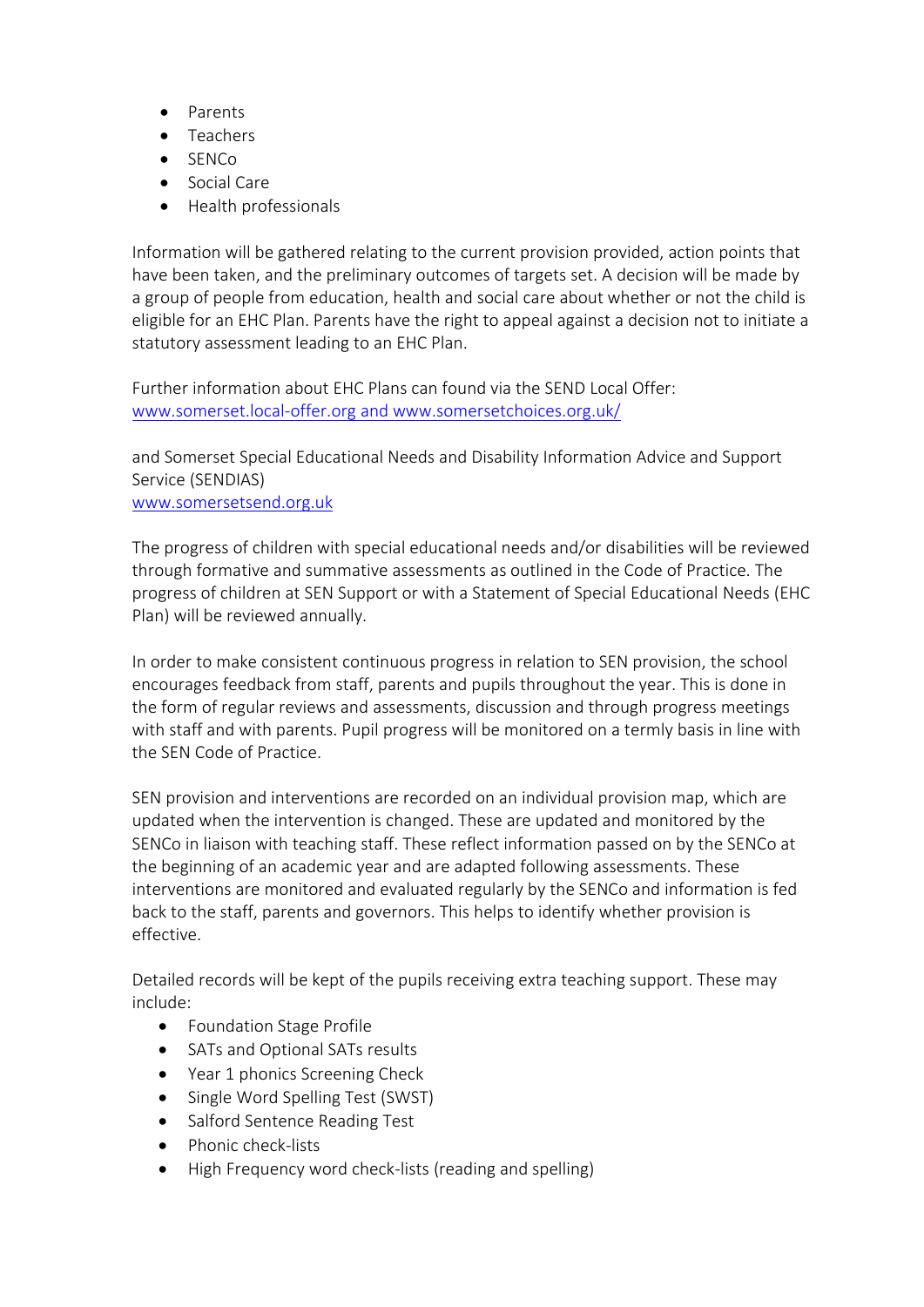- Parents
- Teachers
- SENCo
- Social Care
- Health professionals

Information will be gathered relating to the current provision provided, action points that have been taken, and the preliminary outcomes of targets set. A decision will be made by a group of people from education, health and social care about whether or not the child is eligible for an EHC Plan. Parents have the right to appeal against a decision not to initiate a statutory assessment leading to an EHC Plan.

Further information about EHC Plans can found via the SEND Local Offer:
www.somerset.local-offer.org and www.somersetchoices.org.uk/

and Somerset Special Educational Needs and Disability Information Advice and Support Service (SENDIAS)
www.somersetsend.org.uk

The progress of children with special educational needs and/or disabilities will be reviewed through formative and summative assessments as outlined in the Code of Practice. The progress of children at SEN Support or with a Statement of Special Educational Needs (EHC Plan) will be reviewed annually.

In order to make consistent continuous progress in relation to SEN provision, the school encourages feedback from staff, parents and pupils throughout the year. This is done in the form of regular reviews and assessments, discussion and through progress meetings with staff and with parents. Pupil progress will be monitored on a termly basis in line with the SEN Code of Practice.

SEN provision and interventions are recorded on an individual provision map, which are updated when the intervention is changed. These are updated and monitored by the SENCo in liaison with teaching staff. These reflect information passed on by the SENCo at the beginning of an academic year and are adapted following assessments. These interventions are monitored and evaluated regularly by the SENCo and information is fed back to the staff, parents and governors. This helps to identify whether provision is effective.

Detailed records will be kept of the pupils receiving extra teaching support. These may include:

- Foundation Stage Profile
- SATs and Optional SATs results
- Year 1 phonics Screening Check
- Single Word Spelling Test (SWST)
- Salford Sentence Reading Test
- Phonic check-lists
- High Frequency word check-lists (reading and spelling)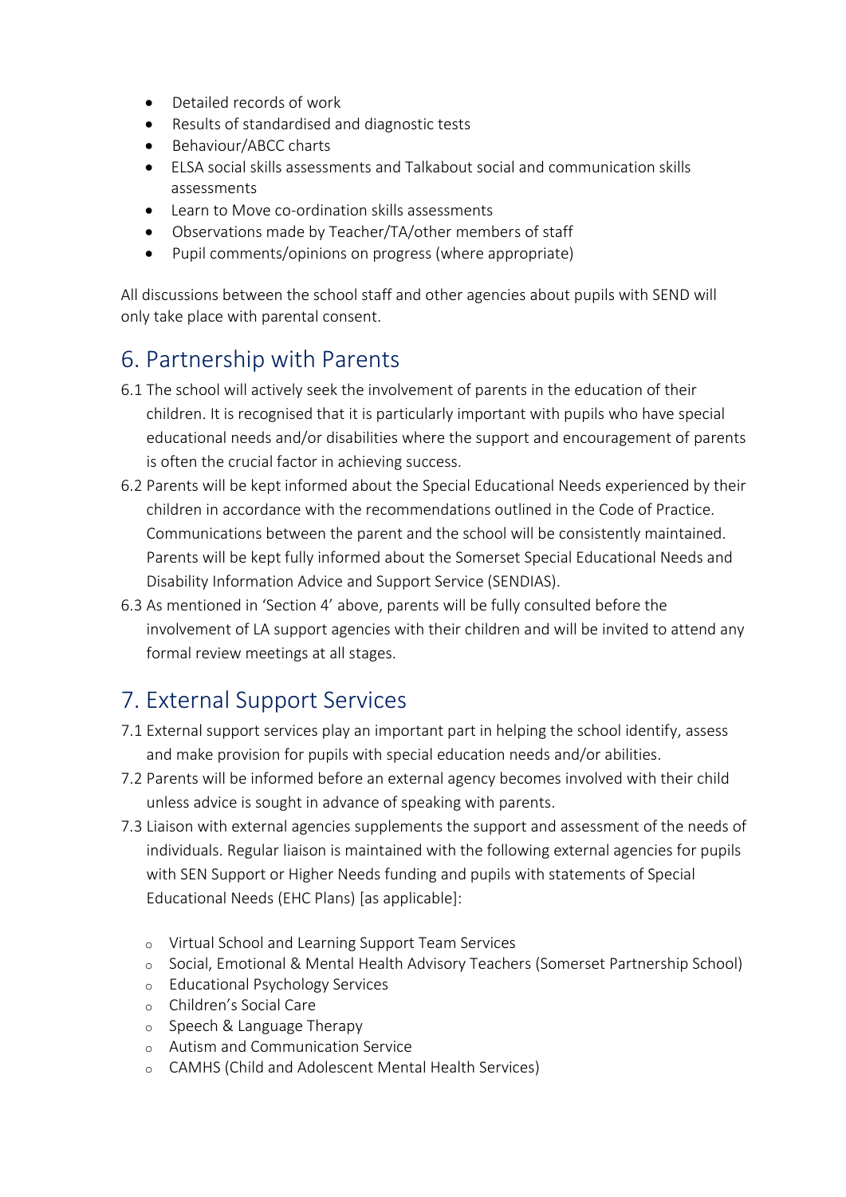- Detailed records of work
- Results of standardised and diagnostic tests
- Behaviour/ABCC charts
- ELSA social skills assessments and Talkabout social and communication skills assessments
- Learn to Move co-ordination skills assessments
- Observations made by Teacher/TA/other members of staff
- Pupil comments/opinions on progress (where appropriate)

All discussions between the school staff and other agencies about pupils with SEND will only take place with parental consent.

## 6. Partnership with Parents

6.1 The school will actively seek the involvement of parents in the education of their children. It is recognised that it is particularly important with pupils who have special educational needs and/or disabilities where the support and encouragement of parents is often the crucial factor in achieving success.

6.2 Parents will be kept informed about the Special Educational Needs experienced by their children in accordance with the recommendations outlined in the Code of Practice. Communications between the parent and the school will be consistently maintained. Parents will be kept fully informed about the Somerset Special Educational Needs and Disability Information Advice and Support Service (SENDIAS).

6.3 As mentioned in 'Section 4' above, parents will be fully consulted before the involvement of LA support agencies with their children and will be invited to attend any formal review meetings at all stages.

## 7. External Support Services

7.1 External support services play an important part in helping the school identify, assess and make provision for pupils with special education needs and/or abilities.

7.2 Parents will be informed before an external agency becomes involved with their child unless advice is sought in advance of speaking with parents.

7.3 Liaison with external agencies supplements the support and assessment of the needs of individuals. Regular liaison is maintained with the following external agencies for pupils with SEN Support or Higher Needs funding and pupils with statements of Special Educational Needs (EHC Plans) [as applicable]:

- Virtual School and Learning Support Team Services
- Social, Emotional & Mental Health Advisory Teachers (Somerset Partnership School)
- Educational Psychology Services
- Children's Social Care
- Speech & Language Therapy
- Autism and Communication Service
- CAMHS (Child and Adolescent Mental Health Services)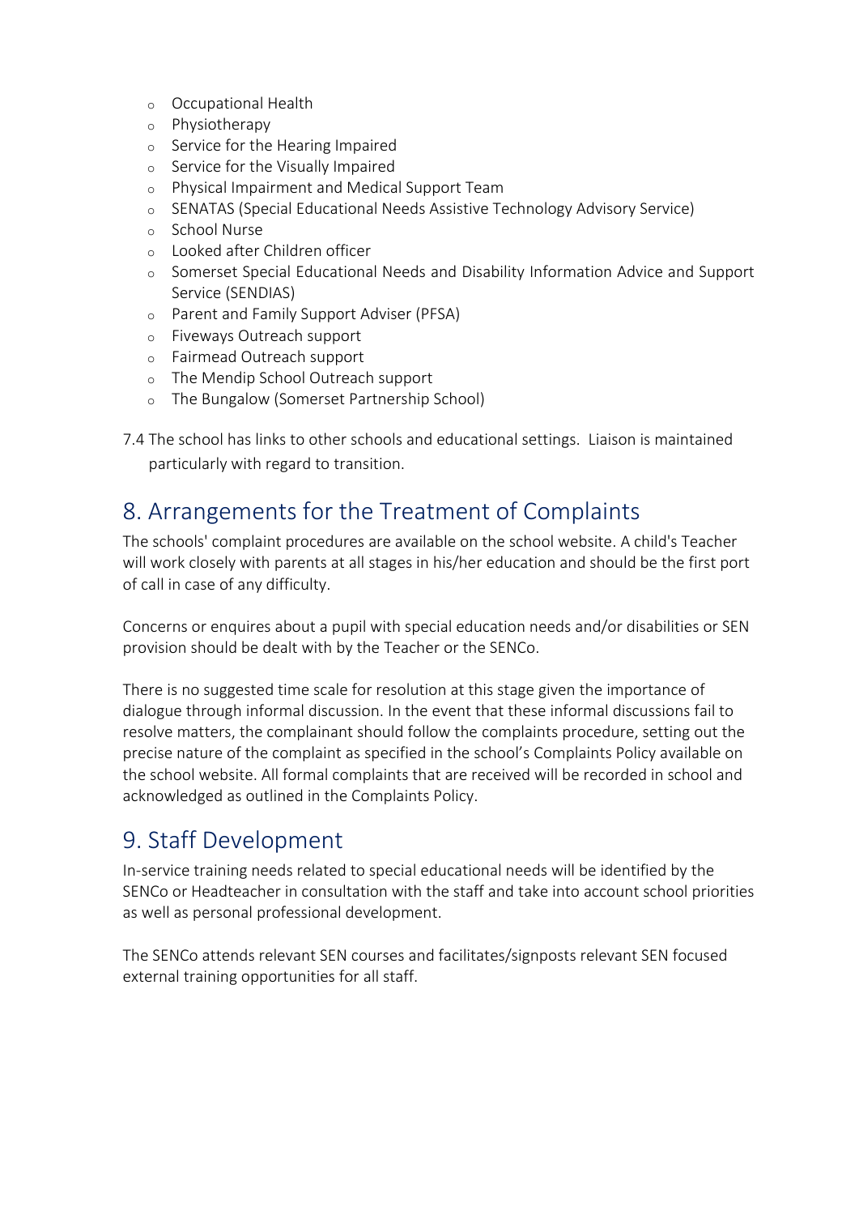- Occupational Health
- Physiotherapy
- Service for the Hearing Impaired
- Service for the Visually Impaired
- Physical Impairment and Medical Support Team
- SENATAS (Special Educational Needs Assistive Technology Advisory Service)
- School Nurse
- Looked after Children officer
- Somerset Special Educational Needs and Disability Information Advice and Support Service (SENDIAS)
- Parent and Family Support Adviser (PFSA)
- Fiveways Outreach support
- Fairmead Outreach support
- The Mendip School Outreach support
- The Bungalow (Somerset Partnership School)

7.4 The school has links to other schools and educational settings. Liaison is maintained particularly with regard to transition.

## 8. Arrangements for the Treatment of Complaints

The schools' complaint procedures are available on the school website. A child's Teacher will work closely with parents at all stages in his/her education and should be the first port of call in case of any difficulty.

Concerns or enquires about a pupil with special education needs and/or disabilities or SEN provision should be dealt with by the Teacher or the SENCo.

There is no suggested time scale for resolution at this stage given the importance of dialogue through informal discussion. In the event that these informal discussions fail to resolve matters, the complainant should follow the complaints procedure, setting out the precise nature of the complaint as specified in the school's Complaints Policy available on the school website. All formal complaints that are received will be recorded in school and acknowledged as outlined in the Complaints Policy.

## 9. Staff Development

In-service training needs related to special educational needs will be identified by the SENCo or Headteacher in consultation with the staff and take into account school priorities as well as personal professional development.

The SENCo attends relevant SEN courses and facilitates/signposts relevant SEN focused external training opportunities for all staff.